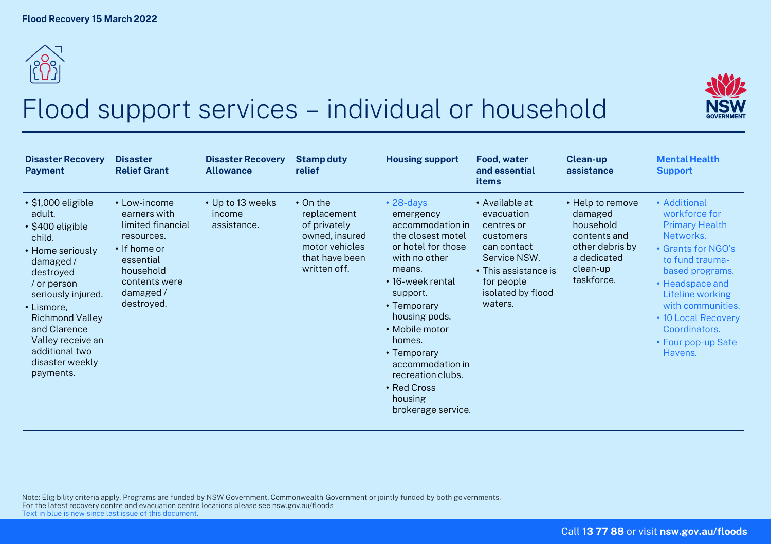Flood Recovery 15 March 2022

# Flood support services – individual or household

| Disaster Recovery Payment | Disaster Relief Grant | Disaster Recovery Allowance | Stamp duty relief | Housing support | Food, water and essential items | Clean-up assistance | Mental Health Support |
|---|---|---|---|---|---|---|---|
| • $1,000 eligible adult.<br>• $400 eligible child.<br>• Home seriously damaged / destroyed / or person seriously injured.<br>• Lismore, Richmond Valley and Clarence Valley receive an additional two disaster weekly payments. | • Low-income earners with limited financial resources.<br>• If home or essential household contents were damaged / destroyed. | • Up to 13 weeks income assistance. | • On the replacement of privately owned, insured motor vehicles that have been written off. | • 28-days emergency accommodation in the closest motel or hotel for those with no other means.<br>• 16-week rental support.<br>• Temporary housing pods.<br>• Mobile motor homes.<br>• Temporary accommodation in recreation clubs.<br>• Red Cross housing brokerage service. | • Available at evacuation centres or customers can contact Service NSW.<br>• This assistance is for people isolated by flood waters. | • Help to remove damaged household contents and other debris by a dedicated clean-up taskforce. | • Additional workforce for Primary Health Networks.<br>• Grants for NGO's to fund trauma-based programs.<br>• Headspace and Lifeline working with communities.<br>• 10 Local Recovery Coordinators.<br>• Four pop-up Safe Havens. |

Note: Eligibility criteria apply. Programs are funded by NSW Government, Commonwealth Government or jointly funded by both governments.
For the latest recovery centre and evacuation centre locations please see nsw.gov.au/floods
Text in blue is new since last issue of this document.

Call **13 77 88** or visit **nsw.gov.au/floods**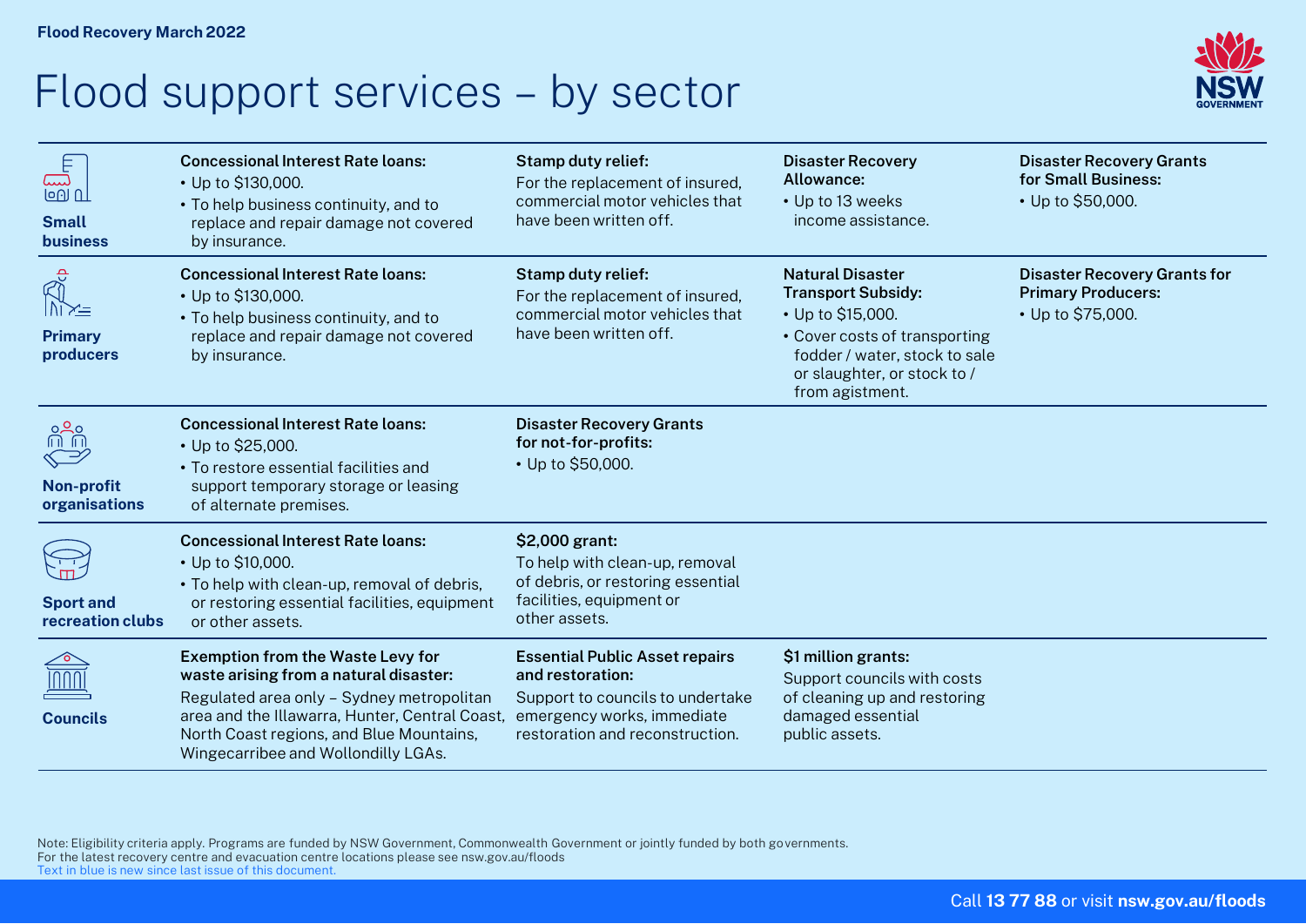Flood Recovery March 2022

# Flood support services – by sector

| | | | | |
|---|---|---|---|---|
| **Small business** | **Concessional Interest Rate loans:**<br>• Up to $130,000.<br>• To help business continuity, and to replace and repair damage not covered by insurance. | **Stamp duty relief:**<br>For the replacement of insured, commercial motor vehicles that have been written off. | **Disaster Recovery Allowance:**<br>• Up to 13 weeks income assistance. | **Disaster Recovery Grants for Small Business:**<br>• Up to $50,000. |
| **Primary producers** | **Concessional Interest Rate loans:**<br>• Up to $130,000.<br>• To help business continuity, and to replace and repair damage not covered by insurance. | **Stamp duty relief:**<br>For the replacement of insured, commercial motor vehicles that have been written off. | **Natural Disaster Transport Subsidy:**<br>• Up to $15,000.<br>• Cover costs of transporting fodder / water, stock to sale or slaughter, or stock to / from agistment. | **Disaster Recovery Grants for Primary Producers:**<br>• Up to $75,000. |
| **Non-profit organisations** | **Concessional Interest Rate loans:**<br>• Up to $25,000.<br>• To restore essential facilities and support temporary storage or leasing of alternate premises. | **Disaster Recovery Grants for not-for-profits:**<br>• Up to $50,000. | | |
| **Sport and recreation clubs** | **Concessional Interest Rate loans:**<br>• Up to $10,000.<br>• To help with clean-up, removal of debris, or restoring essential facilities, equipment or other assets. | **$2,000 grant:**<br>To help with clean-up, removal of debris, or restoring essential facilities, equipment or other assets. | | |
| **Councils** | **Exemption from the Waste Levy for waste arising from a natural disaster:**<br>Regulated area only – Sydney metropolitan area and the Illawarra, Hunter, Central Coast, North Coast regions, and Blue Mountains, Wingecarribee and Wollondilly LGAs. | **Essential Public Asset repairs and restoration:**<br>Support to councils to undertake emergency works, immediate restoration and reconstruction. | **$1 million grants:**<br>Support councils with costs of cleaning up and restoring damaged essential public assets. | |

Note: Eligibility criteria apply. Programs are funded by NSW Government, Commonwealth Government or jointly funded by both governments.
For the latest recovery centre and evacuation centre locations please see nsw.gov.au/floods
Text in blue is new since last issue of this document.

Call **13 77 88** or visit **nsw.gov.au/floods**